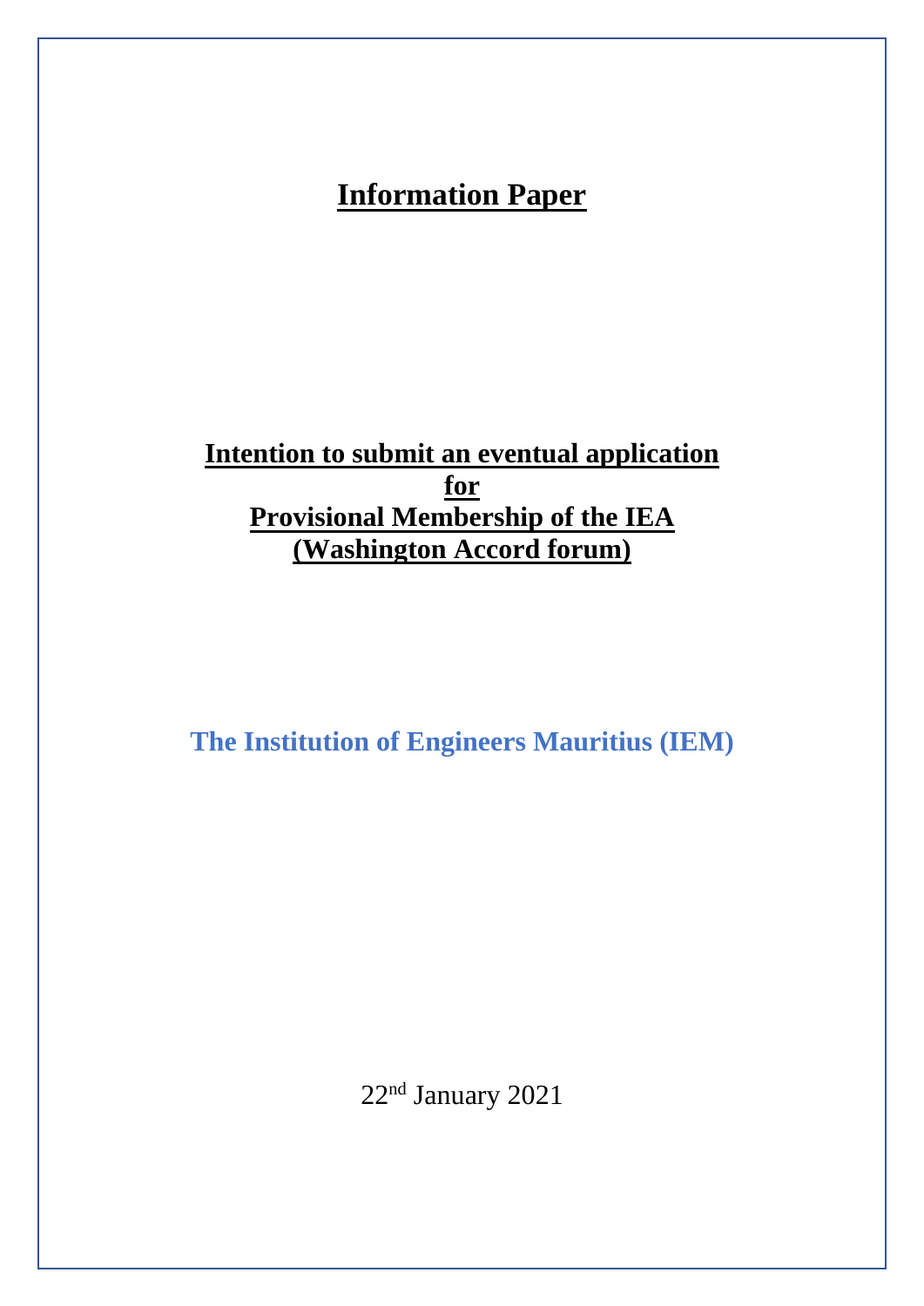# Information Paper

## Intention to submit an eventual application for Provisional Membership of the IEA (Washington Accord forum)

**The Institution of Engineers Mauritius (IEM)**

22nd January 2021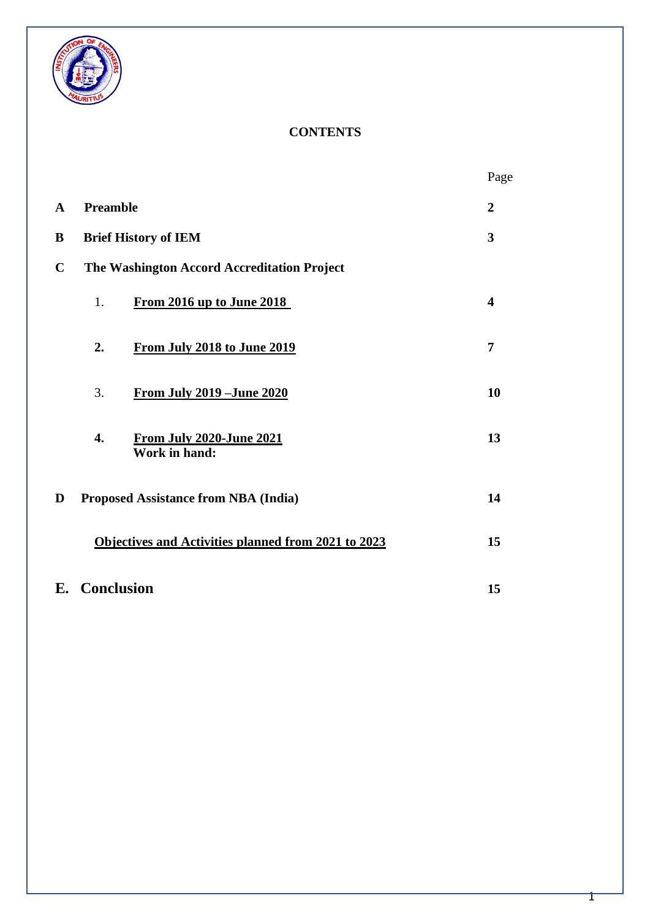# CONTENTS

| | | Page |
|---|---|---|
| **A** | **Preamble** | **2** |
| **B** | **Brief History of IEM** | **3** |
| **C** | **The Washington Accord Accreditation Project** | |
| | 1. **From 2016 up to June 2018** | **4** |
| | **2. From July 2018 to June 2019** | **7** |
| | 3. **From July 2019 –June 2020** | **10** |
| | **4. From July 2020-June 2021** **Work in hand:** | **13** |
| **D** | **Proposed Assistance from NBA (India)** | **14** |
| | **Objectives and Activities planned from 2021 to 2023** | **15** |
| **E.** | **Conclusion** | **15** |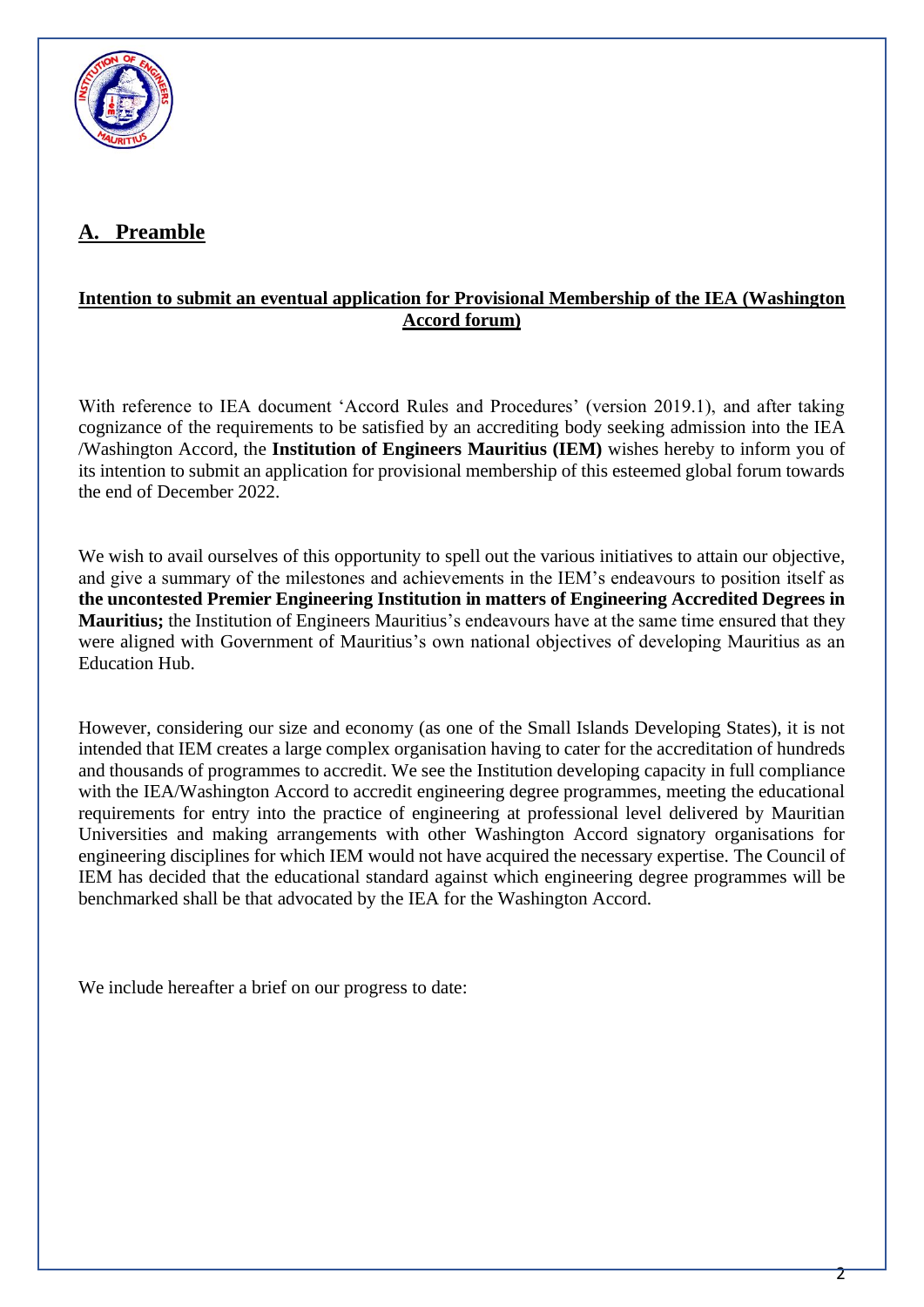## A. Preamble

**Intention to submit an eventual application for Provisional Membership of the IEA (Washington Accord forum)**

With reference to IEA document 'Accord Rules and Procedures' (version 2019.1), and after taking cognizance of the requirements to be satisfied by an accrediting body seeking admission into the IEA /Washington Accord, the **Institution of Engineers Mauritius (IEM)** wishes hereby to inform you of its intention to submit an application for provisional membership of this esteemed global forum towards the end of December 2022.

We wish to avail ourselves of this opportunity to spell out the various initiatives to attain our objective, and give a summary of the milestones and achievements in the IEM's endeavours to position itself as **the uncontested Premier Engineering Institution in matters of Engineering Accredited Degrees in Mauritius;** the Institution of Engineers Mauritius's endeavours have at the same time ensured that they were aligned with Government of Mauritius's own national objectives of developing Mauritius as an Education Hub.

However, considering our size and economy (as one of the Small Islands Developing States), it is not intended that IEM creates a large complex organisation having to cater for the accreditation of hundreds and thousands of programmes to accredit. We see the Institution developing capacity in full compliance with the IEA/Washington Accord to accredit engineering degree programmes, meeting the educational requirements for entry into the practice of engineering at professional level delivered by Mauritian Universities and making arrangements with other Washington Accord signatory organisations for engineering disciplines for which IEM would not have acquired the necessary expertise. The Council of IEM has decided that the educational standard against which engineering degree programmes will be benchmarked shall be that advocated by the IEA for the Washington Accord.

We include hereafter a brief on our progress to date: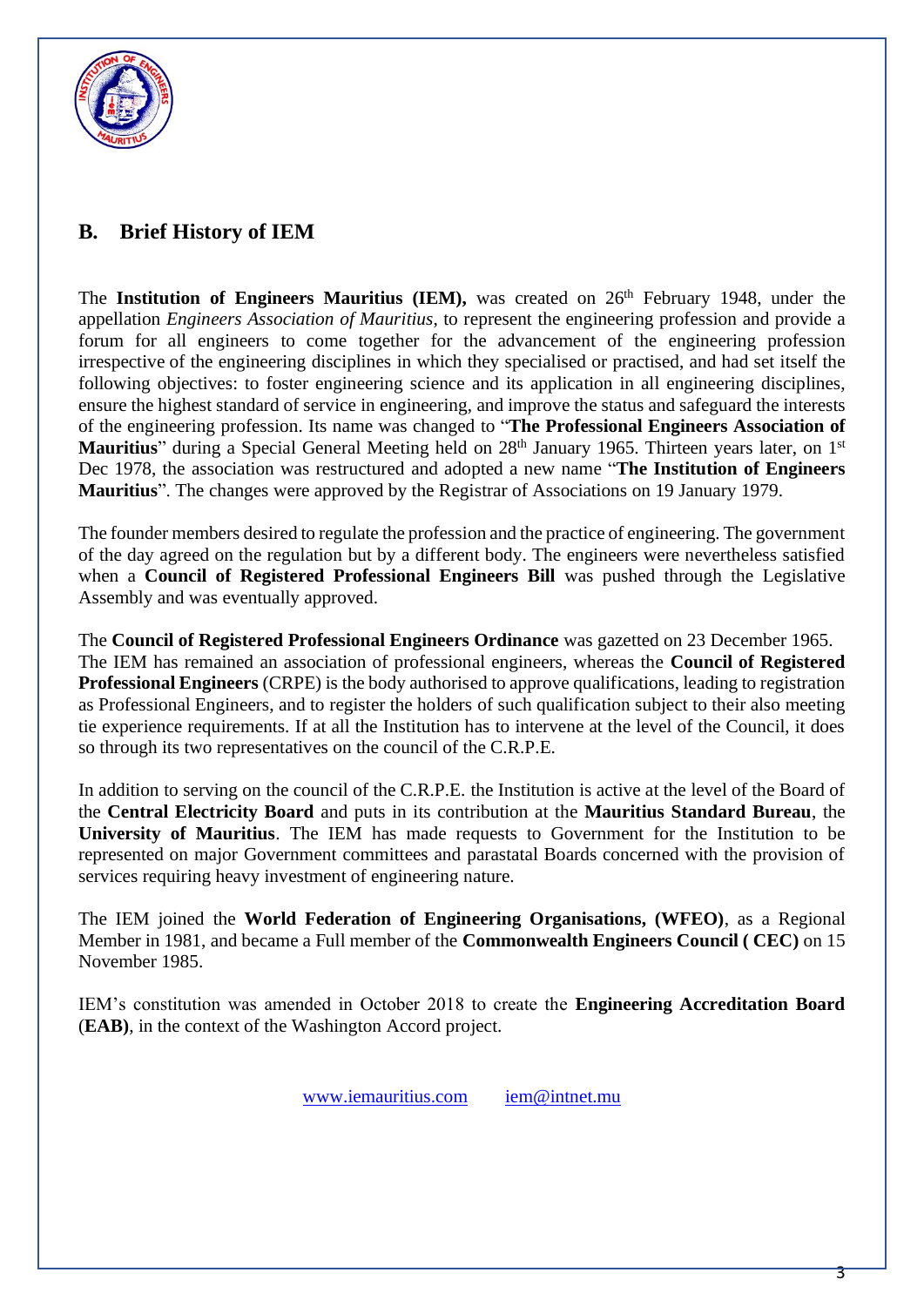## B. Brief History of IEM

The **Institution of Engineers Mauritius (IEM),** was created on 26th February 1948, under the appellation *Engineers Association of Mauritius*, to represent the engineering profession and provide a forum for all engineers to come together for the advancement of the engineering profession irrespective of the engineering disciplines in which they specialised or practised, and had set itself the following objectives: to foster engineering science and its application in all engineering disciplines, ensure the highest standard of service in engineering, and improve the status and safeguard the interests of the engineering profession. Its name was changed to "**The Professional Engineers Association of Mauritius**" during a Special General Meeting held on 28th January 1965. Thirteen years later, on 1st Dec 1978, the association was restructured and adopted a new name "**The Institution of Engineers Mauritius**". The changes were approved by the Registrar of Associations on 19 January 1979.

The founder members desired to regulate the profession and the practice of engineering. The government of the day agreed on the regulation but by a different body. The engineers were nevertheless satisfied when a **Council of Registered Professional Engineers Bill** was pushed through the Legislative Assembly and was eventually approved.

The **Council of Registered Professional Engineers Ordinance** was gazetted on 23 December 1965. The IEM has remained an association of professional engineers, whereas the **Council of Registered Professional Engineers** (CRPE) is the body authorised to approve qualifications, leading to registration as Professional Engineers, and to register the holders of such qualification subject to their also meeting tie experience requirements. If at all the Institution has to intervene at the level of the Council, it does so through its two representatives on the council of the C.R.P.E.

In addition to serving on the council of the C.R.P.E. the Institution is active at the level of the Board of the **Central Electricity Board** and puts in its contribution at the **Mauritius Standard Bureau**, the **University of Mauritius**. The IEM has made requests to Government for the Institution to be represented on major Government committees and parastatal Boards concerned with the provision of services requiring heavy investment of engineering nature.

The IEM joined the **World Federation of Engineering Organisations, (WFEO)**, as a Regional Member in 1981, and became a Full member of the **Commonwealth Engineers Council ( CEC)** on 15 November 1985.

IEM's constitution was amended in October 2018 to create the **Engineering Accreditation Board** (**EAB)**, in the context of the Washington Accord project.

www.iemauritius.com iem@intnet.mu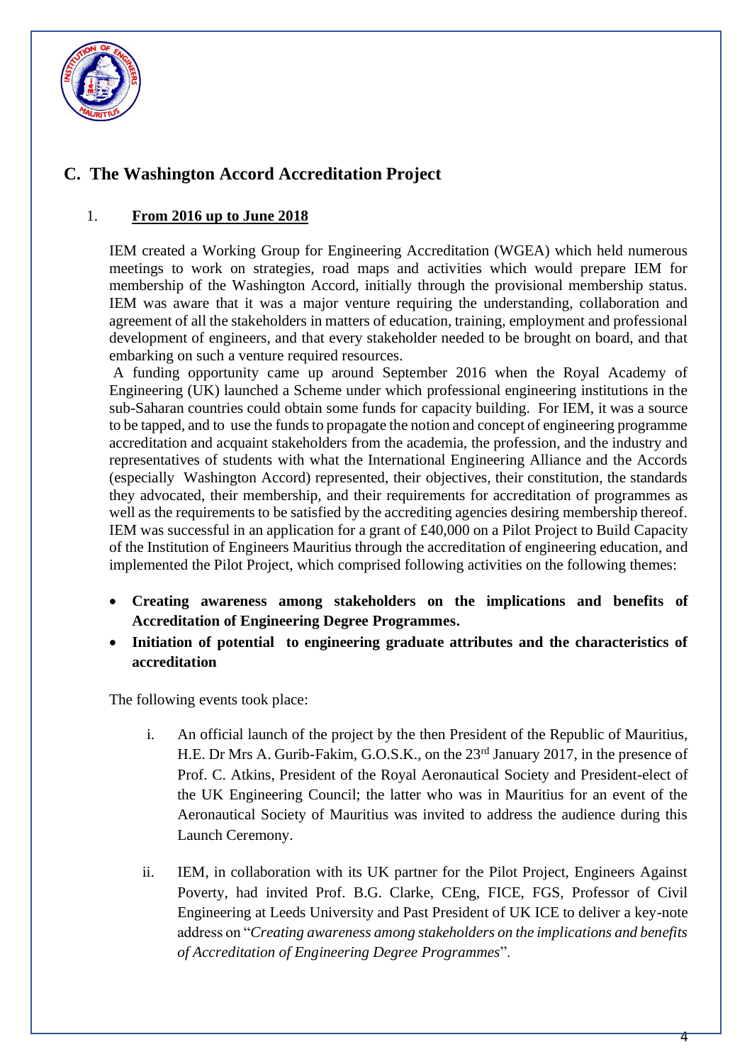## C. The Washington Accord Accreditation Project

### 1. From 2016 up to June 2018

IEM created a Working Group for Engineering Accreditation (WGEA) which held numerous meetings to work on strategies, road maps and activities which would prepare IEM for membership of the Washington Accord, initially through the provisional membership status. IEM was aware that it was a major venture requiring the understanding, collaboration and agreement of all the stakeholders in matters of education, training, employment and professional development of engineers, and that every stakeholder needed to be brought on board, and that embarking on such a venture required resources.

A funding opportunity came up around September 2016 when the Royal Academy of Engineering (UK) launched a Scheme under which professional engineering institutions in the sub-Saharan countries could obtain some funds for capacity building. For IEM, it was a source to be tapped, and to use the funds to propagate the notion and concept of engineering programme accreditation and acquaint stakeholders from the academia, the profession, and the industry and representatives of students with what the International Engineering Alliance and the Accords (especially Washington Accord) represented, their objectives, their constitution, the standards they advocated, their membership, and their requirements for accreditation of programmes as well as the requirements to be satisfied by the accrediting agencies desiring membership thereof. IEM was successful in an application for a grant of £40,000 on a Pilot Project to Build Capacity of the Institution of Engineers Mauritius through the accreditation of engineering education, and implemented the Pilot Project, which comprised following activities on the following themes:

- **Creating awareness among stakeholders on the implications and benefits of Accreditation of Engineering Degree Programmes.**
- **Initiation of potential to engineering graduate attributes and the characteristics of accreditation**

The following events took place:

i. An official launch of the project by the then President of the Republic of Mauritius, H.E. Dr Mrs A. Gurib-Fakim, G.O.S.K., on the 23rd January 2017, in the presence of Prof. C. Atkins, President of the Royal Aeronautical Society and President-elect of the UK Engineering Council; the latter who was in Mauritius for an event of the Aeronautical Society of Mauritius was invited to address the audience during this Launch Ceremony.

ii. IEM, in collaboration with its UK partner for the Pilot Project, Engineers Against Poverty, had invited Prof. B.G. Clarke, CEng, FICE, FGS, Professor of Civil Engineering at Leeds University and Past President of UK ICE to deliver a key-note address on "*Creating awareness among stakeholders on the implications and benefits of Accreditation of Engineering Degree Programmes*".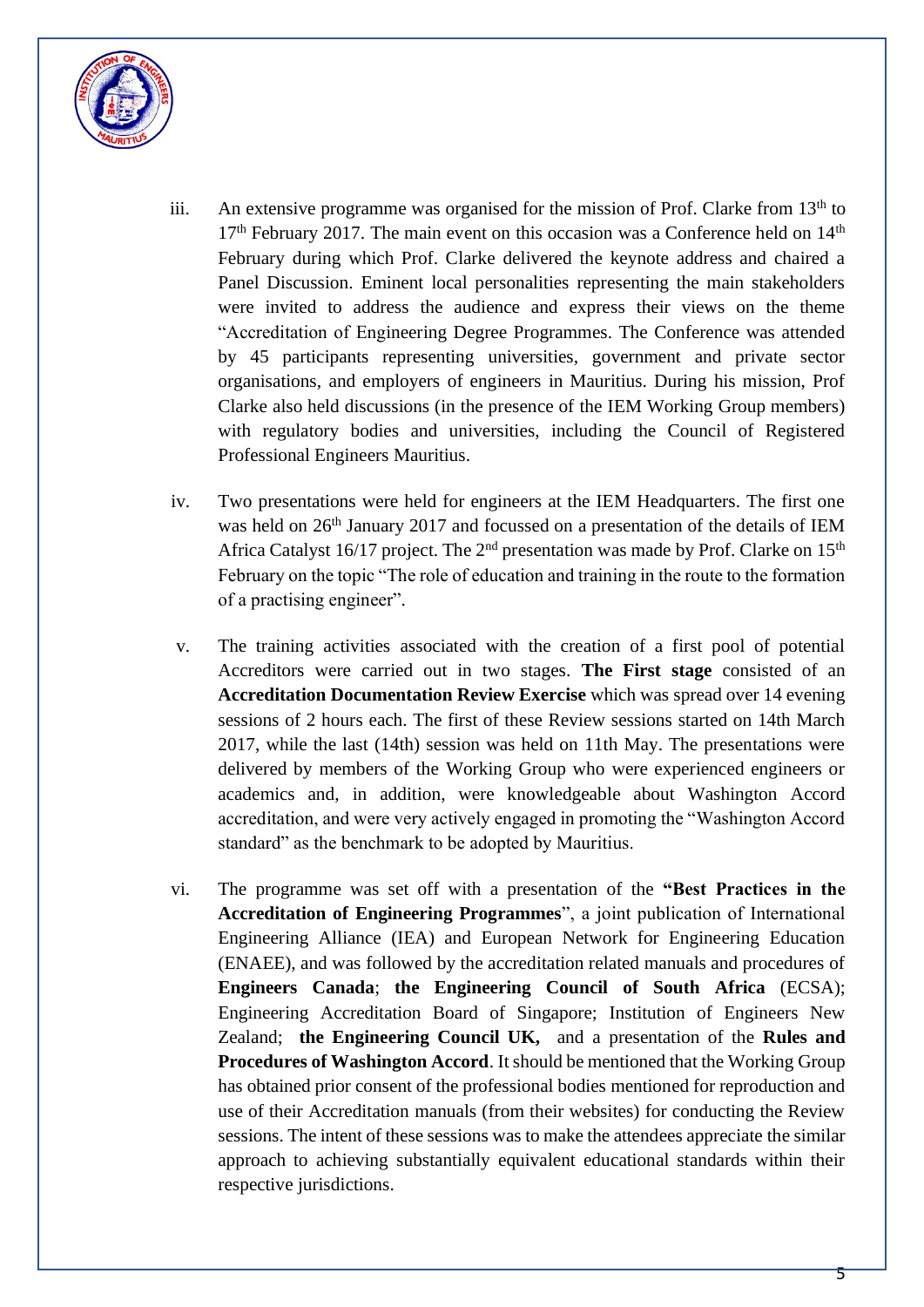iii. An extensive programme was organised for the mission of Prof. Clarke from 13th to 17th February 2017. The main event on this occasion was a Conference held on 14th February during which Prof. Clarke delivered the keynote address and chaired a Panel Discussion. Eminent local personalities representing the main stakeholders were invited to address the audience and express their views on the theme "Accreditation of Engineering Degree Programmes. The Conference was attended by 45 participants representing universities, government and private sector organisations, and employers of engineers in Mauritius. During his mission, Prof Clarke also held discussions (in the presence of the IEM Working Group members) with regulatory bodies and universities, including the Council of Registered Professional Engineers Mauritius.

iv. Two presentations were held for engineers at the IEM Headquarters. The first one was held on 26th January 2017 and focussed on a presentation of the details of IEM Africa Catalyst 16/17 project. The 2nd presentation was made by Prof. Clarke on 15th February on the topic "The role of education and training in the route to the formation of a practising engineer".

v. The training activities associated with the creation of a first pool of potential Accreditors were carried out in two stages. **The First stage** consisted of an **Accreditation Documentation Review Exercise** which was spread over 14 evening sessions of 2 hours each. The first of these Review sessions started on 14th March 2017, while the last (14th) session was held on 11th May. The presentations were delivered by members of the Working Group who were experienced engineers or academics and, in addition, were knowledgeable about Washington Accord accreditation, and were very actively engaged in promoting the "Washington Accord standard" as the benchmark to be adopted by Mauritius.

vi. The programme was set off with a presentation of the **"Best Practices in the Accreditation of Engineering Programmes**", a joint publication of International Engineering Alliance (IEA) and European Network for Engineering Education (ENAEE), and was followed by the accreditation related manuals and procedures of **Engineers Canada**; **the Engineering Council of South Africa** (ECSA); Engineering Accreditation Board of Singapore; Institution of Engineers New Zealand; **the Engineering Council UK,** and a presentation of the **Rules and Procedures of Washington Accord**. It should be mentioned that the Working Group has obtained prior consent of the professional bodies mentioned for reproduction and use of their Accreditation manuals (from their websites) for conducting the Review sessions. The intent of these sessions was to make the attendees appreciate the similar approach to achieving substantially equivalent educational standards within their respective jurisdictions.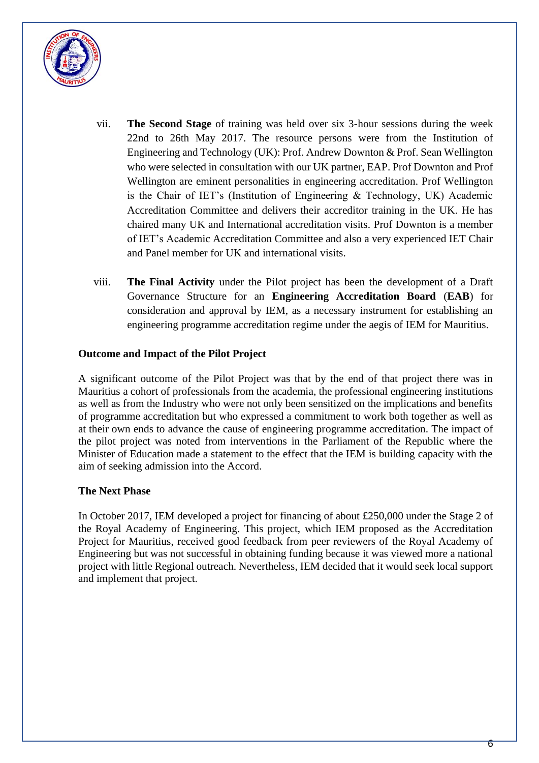vii. **The Second Stage** of training was held over six 3-hour sessions during the week 22nd to 26th May 2017. The resource persons were from the Institution of Engineering and Technology (UK): Prof. Andrew Downton & Prof. Sean Wellington who were selected in consultation with our UK partner, EAP. Prof Downton and Prof Wellington are eminent personalities in engineering accreditation. Prof Wellington is the Chair of IET's (Institution of Engineering & Technology, UK) Academic Accreditation Committee and delivers their accreditor training in the UK. He has chaired many UK and International accreditation visits. Prof Downton is a member of IET's Academic Accreditation Committee and also a very experienced IET Chair and Panel member for UK and international visits.

viii. **The Final Activity** under the Pilot project has been the development of a Draft Governance Structure for an **Engineering Accreditation Board** (**EAB**) for consideration and approval by IEM, as a necessary instrument for establishing an engineering programme accreditation regime under the aegis of IEM for Mauritius.

**Outcome and Impact of the Pilot Project**

A significant outcome of the Pilot Project was that by the end of that project there was in Mauritius a cohort of professionals from the academia, the professional engineering institutions as well as from the Industry who were not only been sensitized on the implications and benefits of programme accreditation but who expressed a commitment to work both together as well as at their own ends to advance the cause of engineering programme accreditation. The impact of the pilot project was noted from interventions in the Parliament of the Republic where the Minister of Education made a statement to the effect that the IEM is building capacity with the aim of seeking admission into the Accord.

**The Next Phase**

In October 2017, IEM developed a project for financing of about £250,000 under the Stage 2 of the Royal Academy of Engineering. This project, which IEM proposed as the Accreditation Project for Mauritius, received good feedback from peer reviewers of the Royal Academy of Engineering but was not successful in obtaining funding because it was viewed more a national project with little Regional outreach. Nevertheless, IEM decided that it would seek local support and implement that project.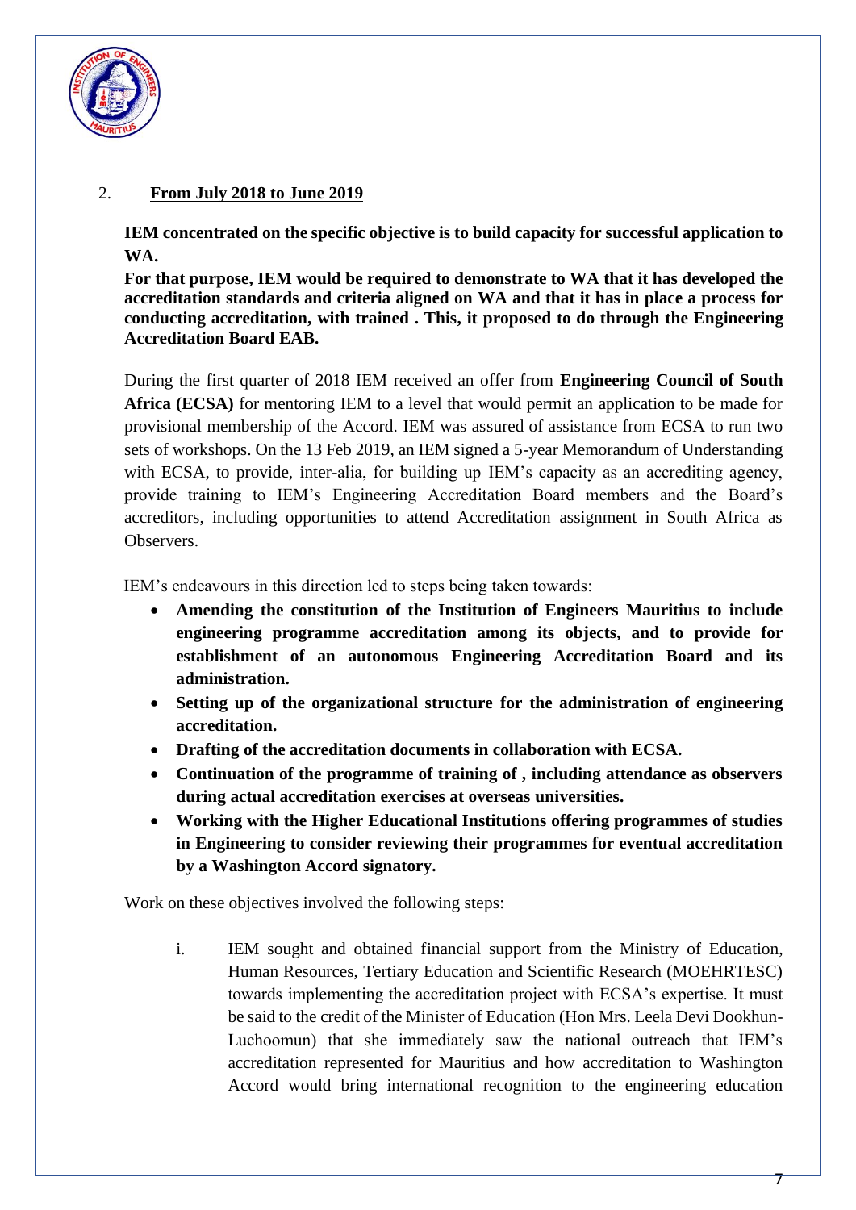2. **From July 2018 to June 2019**

**IEM concentrated on the specific objective is to build capacity for successful application to WA.**

**For that purpose, IEM would be required to demonstrate to WA that it has developed the accreditation standards and criteria aligned on WA and that it has in place a process for conducting accreditation, with trained . This, it proposed to do through the Engineering Accreditation Board EAB.**

During the first quarter of 2018 IEM received an offer from **Engineering Council of South Africa (ECSA)** for mentoring IEM to a level that would permit an application to be made for provisional membership of the Accord. IEM was assured of assistance from ECSA to run two sets of workshops. On the 13 Feb 2019, an IEM signed a 5-year Memorandum of Understanding with ECSA, to provide, inter-alia, for building up IEM's capacity as an accrediting agency, provide training to IEM's Engineering Accreditation Board members and the Board's accreditors, including opportunities to attend Accreditation assignment in South Africa as Observers.

IEM's endeavours in this direction led to steps being taken towards:

- **Amending the constitution of the Institution of Engineers Mauritius to include engineering programme accreditation among its objects, and to provide for establishment of an autonomous Engineering Accreditation Board and its administration.**
- **Setting up of the organizational structure for the administration of engineering accreditation.**
- **Drafting of the accreditation documents in collaboration with ECSA.**
- **Continuation of the programme of training of , including attendance as observers during actual accreditation exercises at overseas universities.**
- **Working with the Higher Educational Institutions offering programmes of studies in Engineering to consider reviewing their programmes for eventual accreditation by a Washington Accord signatory.**

Work on these objectives involved the following steps:

i. IEM sought and obtained financial support from the Ministry of Education, Human Resources, Tertiary Education and Scientific Research (MOEHRTESC) towards implementing the accreditation project with ECSA's expertise. It must be said to the credit of the Minister of Education (Hon Mrs. Leela Devi Dookhun-Luchoomun) that she immediately saw the national outreach that IEM's accreditation represented for Mauritius and how accreditation to Washington Accord would bring international recognition to the engineering education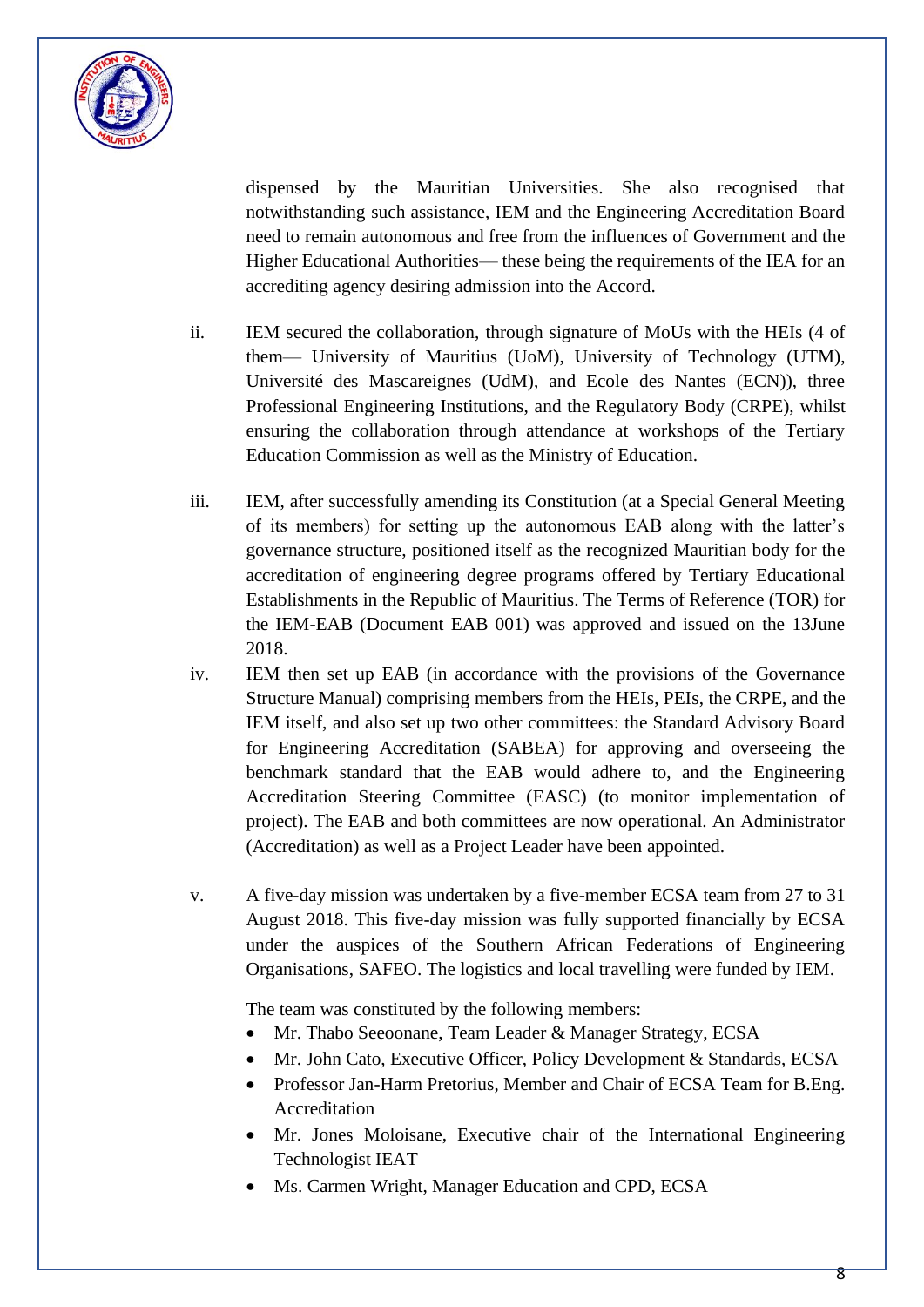dispensed by the Mauritian Universities. She also recognised that notwithstanding such assistance, IEM and the Engineering Accreditation Board need to remain autonomous and free from the influences of Government and the Higher Educational Authorities— these being the requirements of the IEA for an accrediting agency desiring admission into the Accord.

ii. IEM secured the collaboration, through signature of MoUs with the HEIs (4 of them— University of Mauritius (UoM), University of Technology (UTM), Université des Mascareignes (UdM), and Ecole des Nantes (ECN)), three Professional Engineering Institutions, and the Regulatory Body (CRPE), whilst ensuring the collaboration through attendance at workshops of the Tertiary Education Commission as well as the Ministry of Education.

iii. IEM, after successfully amending its Constitution (at a Special General Meeting of its members) for setting up the autonomous EAB along with the latter's governance structure, positioned itself as the recognized Mauritian body for the accreditation of engineering degree programs offered by Tertiary Educational Establishments in the Republic of Mauritius. The Terms of Reference (TOR) for the IEM-EAB (Document EAB 001) was approved and issued on the 13June 2018.

iv. IEM then set up EAB (in accordance with the provisions of the Governance Structure Manual) comprising members from the HEIs, PEIs, the CRPE, and the IEM itself, and also set up two other committees: the Standard Advisory Board for Engineering Accreditation (SABEA) for approving and overseeing the benchmark standard that the EAB would adhere to, and the Engineering Accreditation Steering Committee (EASC) (to monitor implementation of project). The EAB and both committees are now operational. An Administrator (Accreditation) as well as a Project Leader have been appointed.

v. A five-day mission was undertaken by a five-member ECSA team from 27 to 31 August 2018. This five-day mission was fully supported financially by ECSA under the auspices of the Southern African Federations of Engineering Organisations, SAFEO. The logistics and local travelling were funded by IEM.

The team was constituted by the following members:

- Mr. Thabo Seeoonane, Team Leader & Manager Strategy, ECSA
- Mr. John Cato, Executive Officer, Policy Development & Standards, ECSA
- Professor Jan-Harm Pretorius, Member and Chair of ECSA Team for B.Eng. Accreditation
- Mr. Jones Moloisane, Executive chair of the International Engineering Technologist IEAT
- Ms. Carmen Wright, Manager Education and CPD, ECSA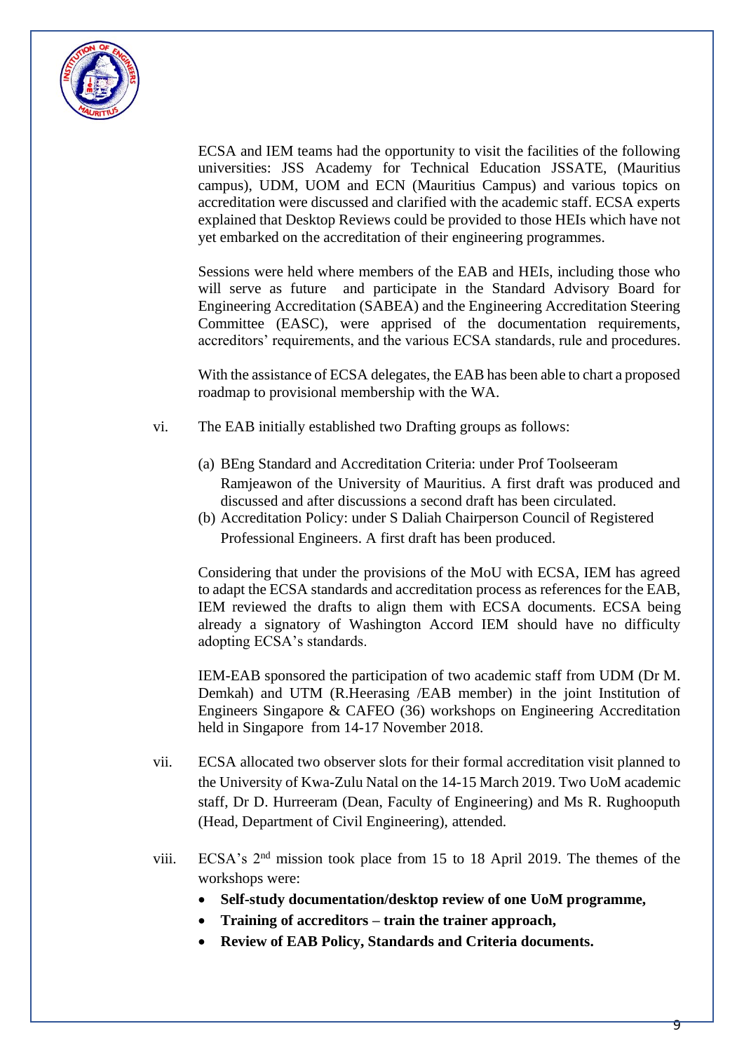ECSA and IEM teams had the opportunity to visit the facilities of the following universities: JSS Academy for Technical Education JSSATE, (Mauritius campus), UDM, UOM and ECN (Mauritius Campus) and various topics on accreditation were discussed and clarified with the academic staff. ECSA experts explained that Desktop Reviews could be provided to those HEIs which have not yet embarked on the accreditation of their engineering programmes.

Sessions were held where members of the EAB and HEIs, including those who will serve as future and participate in the Standard Advisory Board for Engineering Accreditation (SABEA) and the Engineering Accreditation Steering Committee (EASC), were apprised of the documentation requirements, accreditors' requirements, and the various ECSA standards, rule and procedures.

With the assistance of ECSA delegates, the EAB has been able to chart a proposed roadmap to provisional membership with the WA.

vi. The EAB initially established two Drafting groups as follows:

(a) BEng Standard and Accreditation Criteria: under Prof Toolseeram Ramjeawon of the University of Mauritius. A first draft was produced and discussed and after discussions a second draft has been circulated.

(b) Accreditation Policy: under S Daliah Chairperson Council of Registered Professional Engineers. A first draft has been produced.

Considering that under the provisions of the MoU with ECSA, IEM has agreed to adapt the ECSA standards and accreditation process as references for the EAB, IEM reviewed the drafts to align them with ECSA documents. ECSA being already a signatory of Washington Accord IEM should have no difficulty adopting ECSA's standards.

IEM-EAB sponsored the participation of two academic staff from UDM (Dr M. Demkah) and UTM (R.Heerasing /EAB member) in the joint Institution of Engineers Singapore & CAFEO (36) workshops on Engineering Accreditation held in Singapore from 14-17 November 2018.

vii. ECSA allocated two observer slots for their formal accreditation visit planned to the University of Kwa-Zulu Natal on the 14-15 March 2019. Two UoM academic staff, Dr D. Hurreeram (Dean, Faculty of Engineering) and Ms R. Rughooputh (Head, Department of Civil Engineering), attended.

viii. ECSA's 2nd mission took place from 15 to 18 April 2019. The themes of the workshops were:

- **Self-study documentation/desktop review of one UoM programme,**
- **Training of accreditors – train the trainer approach,**
- **Review of EAB Policy, Standards and Criteria documents.**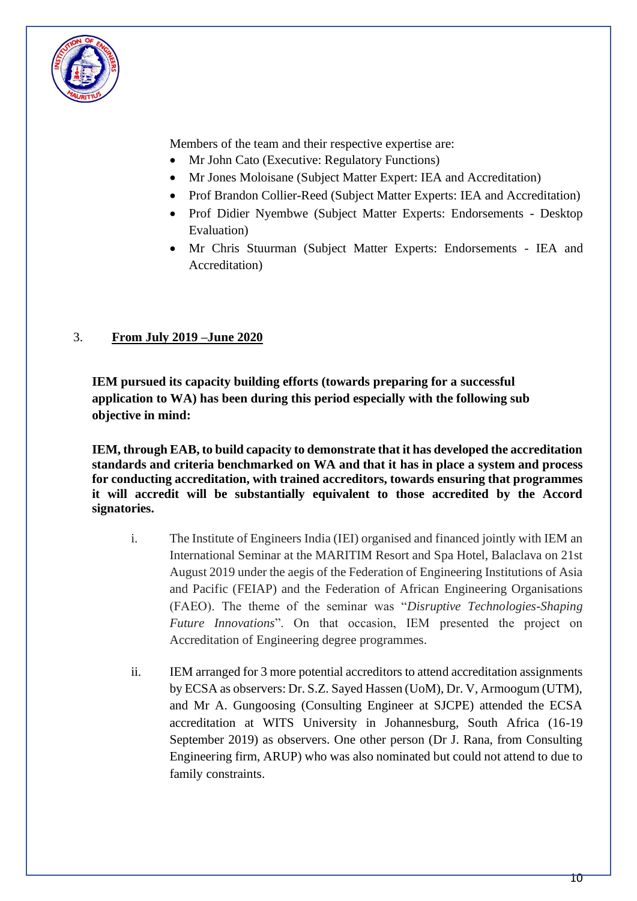Members of the team and their respective expertise are:

- Mr John Cato (Executive: Regulatory Functions)
- Mr Jones Moloisane (Subject Matter Expert: IEA and Accreditation)
- Prof Brandon Collier-Reed (Subject Matter Experts: IEA and Accreditation)
- Prof Didier Nyembwe (Subject Matter Experts: Endorsements - Desktop Evaluation)
- Mr Chris Stuurman (Subject Matter Experts: Endorsements - IEA and Accreditation)

3. **<u>From July 2019 –June 2020</u>**

**IEM pursued its capacity building efforts (towards preparing for a successful application to WA) has been during this period especially with the following sub objective in mind:**

**IEM, through EAB, to build capacity to demonstrate that it has developed the accreditation standards and criteria benchmarked on WA and that it has in place a system and process for conducting accreditation, with trained accreditors, towards ensuring that programmes it will accredit will be substantially equivalent to those accredited by the Accord signatories.**

i. The Institute of Engineers India (IEI) organised and financed jointly with IEM an International Seminar at the MARITIM Resort and Spa Hotel, Balaclava on 21st August 2019 under the aegis of the Federation of Engineering Institutions of Asia and Pacific (FEIAP) and the Federation of African Engineering Organisations (FAEO). The theme of the seminar was "*Disruptive Technologies-Shaping Future Innovations*". On that occasion, IEM presented the project on Accreditation of Engineering degree programmes.

ii. IEM arranged for 3 more potential accreditors to attend accreditation assignments by ECSA as observers: Dr. S.Z. Sayed Hassen (UoM), Dr. V, Armoogum (UTM), and Mr A. Gungoosing (Consulting Engineer at SJCPE) attended the ECSA accreditation at WITS University in Johannesburg, South Africa (16-19 September 2019) as observers. One other person (Dr J. Rana, from Consulting Engineering firm, ARUP) who was also nominated but could not attend to due to family constraints.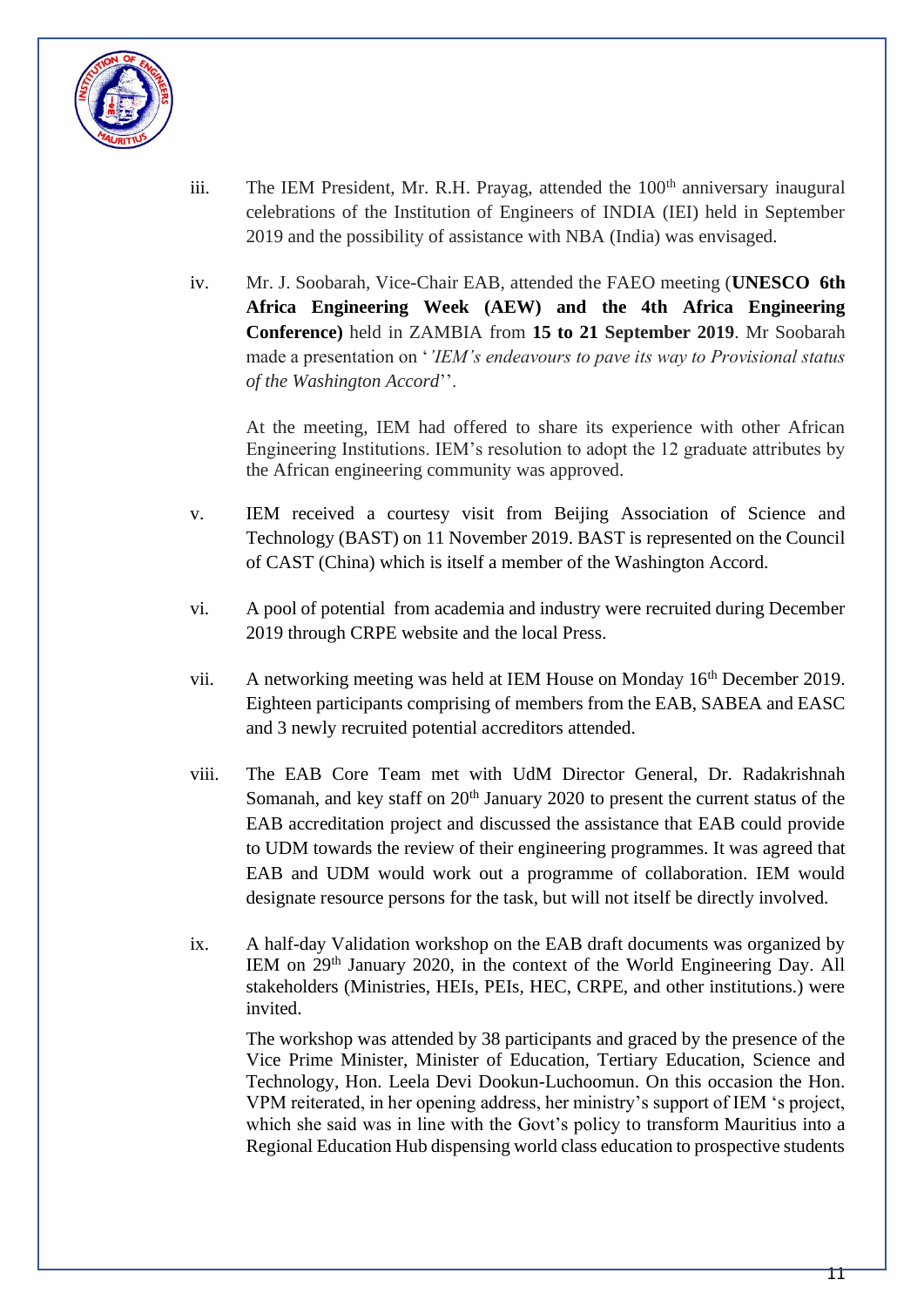iii. The IEM President, Mr. R.H. Prayag, attended the 100th anniversary inaugural celebrations of the Institution of Engineers of INDIA (IEI) held in September 2019 and the possibility of assistance with NBA (India) was envisaged.

iv. Mr. J. Soobarah, Vice-Chair EAB, attended the FAEO meeting (**UNESCO 6th Africa Engineering Week (AEW) and the 4th Africa Engineering Conference)** held in ZAMBIA from **15 to 21 September 2019**. Mr Soobarah made a presentation on '*'IEM's endeavours to pave its way to Provisional status of the Washington Accord*''.

At the meeting, IEM had offered to share its experience with other African Engineering Institutions. IEM's resolution to adopt the 12 graduate attributes by the African engineering community was approved.

v. IEM received a courtesy visit from Beijing Association of Science and Technology (BAST) on 11 November 2019. BAST is represented on the Council of CAST (China) which is itself a member of the Washington Accord.

vi. A pool of potential from academia and industry were recruited during December 2019 through CRPE website and the local Press.

vii. A networking meeting was held at IEM House on Monday 16th December 2019. Eighteen participants comprising of members from the EAB, SABEA and EASC and 3 newly recruited potential accreditors attended.

viii. The EAB Core Team met with UdM Director General, Dr. Radakrishnah Somanah, and key staff on 20th January 2020 to present the current status of the EAB accreditation project and discussed the assistance that EAB could provide to UDM towards the review of their engineering programmes. It was agreed that EAB and UDM would work out a programme of collaboration. IEM would designate resource persons for the task, but will not itself be directly involved.

ix. A half-day Validation workshop on the EAB draft documents was organized by IEM on 29th January 2020, in the context of the World Engineering Day. All stakeholders (Ministries, HEIs, PEIs, HEC, CRPE, and other institutions.) were invited.

The workshop was attended by 38 participants and graced by the presence of the Vice Prime Minister, Minister of Education, Tertiary Education, Science and Technology, Hon. Leela Devi Dookun-Luchoomun. On this occasion the Hon. VPM reiterated, in her opening address, her ministry's support of IEM 's project, which she said was in line with the Govt's policy to transform Mauritius into a Regional Education Hub dispensing world class education to prospective students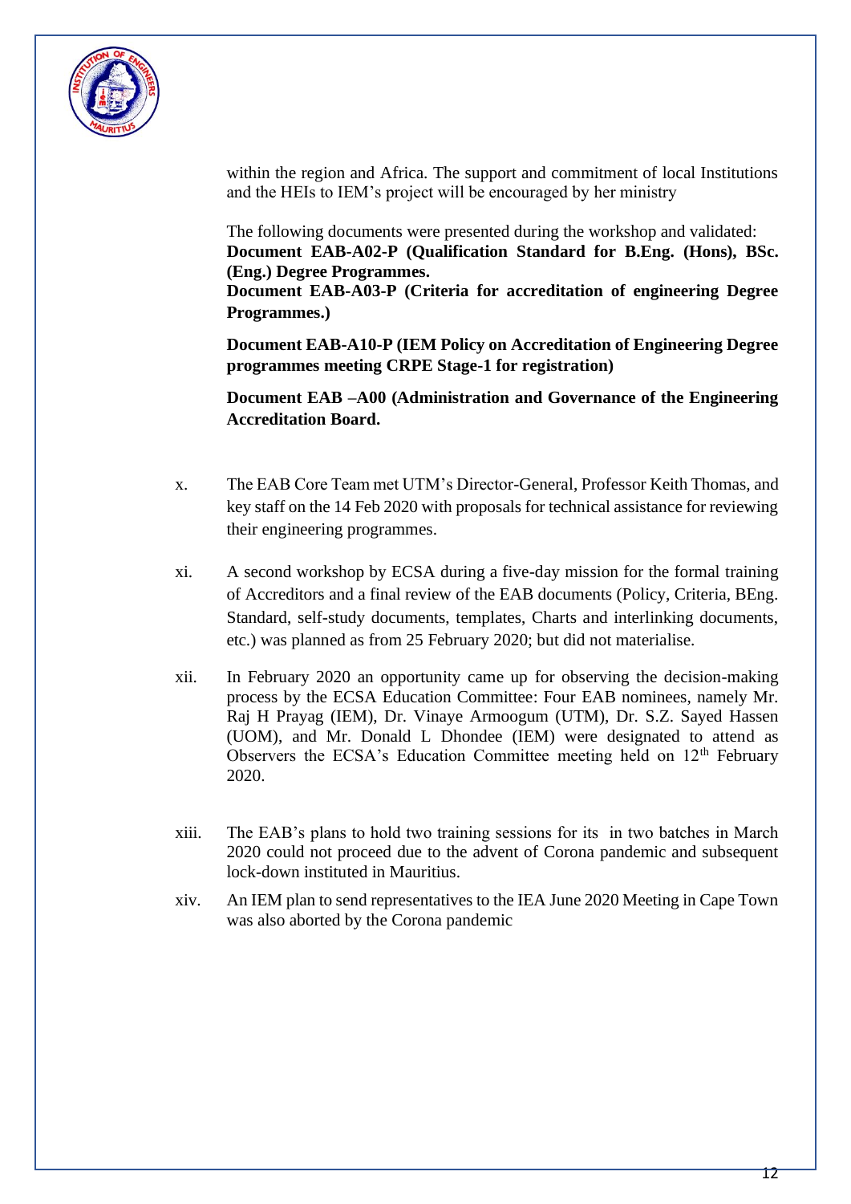within the region and Africa. The support and commitment of local Institutions and the HEIs to IEM's project will be encouraged by her ministry

The following documents were presented during the workshop and validated:
**Document EAB-A02-P (Qualification Standard for B.Eng. (Hons), BSc. (Eng.) Degree Programmes.**
**Document EAB-A03-P (Criteria for accreditation of engineering Degree Programmes.)**

**Document EAB-A10-P (IEM Policy on Accreditation of Engineering Degree programmes meeting CRPE Stage-1 for registration)**

**Document EAB –A00 (Administration and Governance of the Engineering Accreditation Board.**

x. The EAB Core Team met UTM's Director-General, Professor Keith Thomas, and key staff on the 14 Feb 2020 with proposals for technical assistance for reviewing their engineering programmes.

xi. A second workshop by ECSA during a five-day mission for the formal training of Accreditors and a final review of the EAB documents (Policy, Criteria, BEng. Standard, self-study documents, templates, Charts and interlinking documents, etc.) was planned as from 25 February 2020; but did not materialise.

xii. In February 2020 an opportunity came up for observing the decision-making process by the ECSA Education Committee: Four EAB nominees, namely Mr. Raj H Prayag (IEM), Dr. Vinaye Armoogum (UTM), Dr. S.Z. Sayed Hassen (UOM), and Mr. Donald L Dhondee (IEM) were designated to attend as Observers the ECSA's Education Committee meeting held on 12th February 2020.

xiii. The EAB's plans to hold two training sessions for its in two batches in March 2020 could not proceed due to the advent of Corona pandemic and subsequent lock-down instituted in Mauritius.

xiv. An IEM plan to send representatives to the IEA June 2020 Meeting in Cape Town was also aborted by the Corona pandemic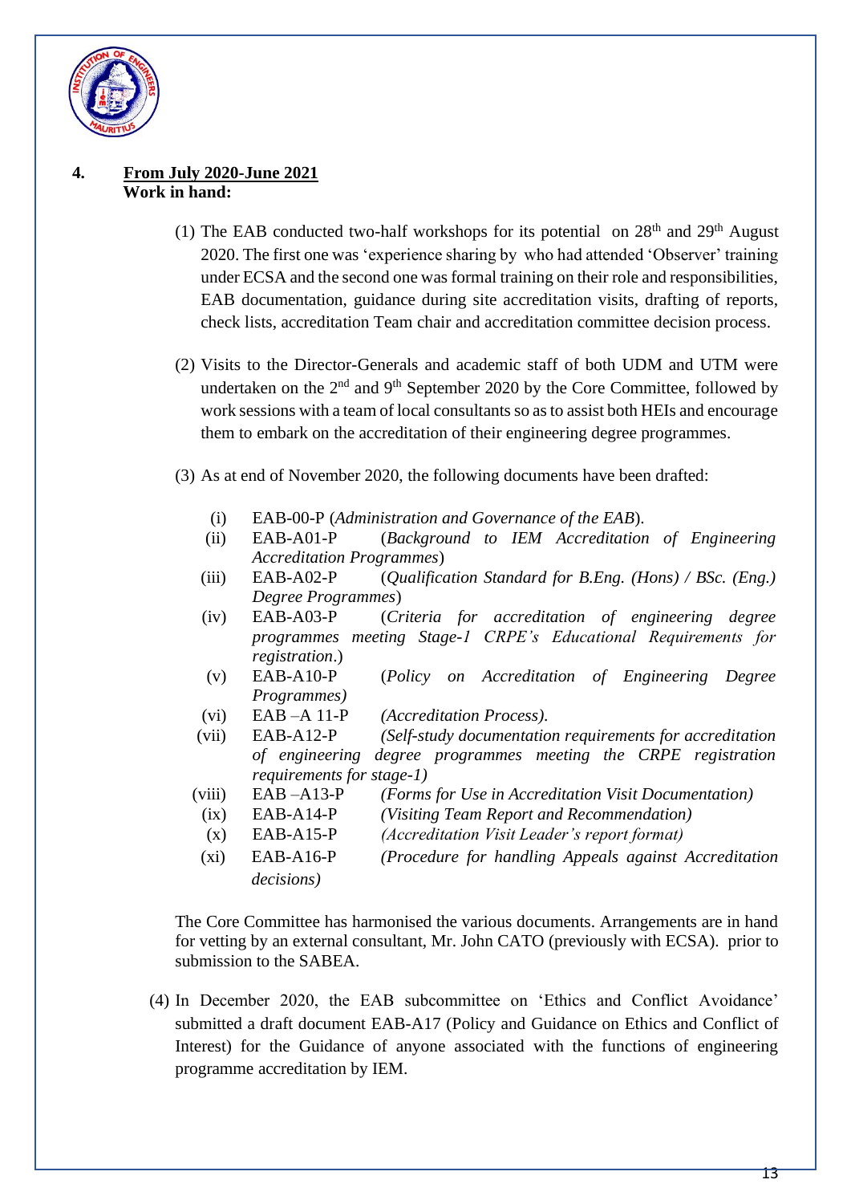**4. From July 2020-June 2021**
**Work in hand:**

(1) The EAB conducted two-half workshops for its potential on 28th and 29th August 2020. The first one was 'experience sharing by who had attended 'Observer' training under ECSA and the second one was formal training on their role and responsibilities, EAB documentation, guidance during site accreditation visits, drafting of reports, check lists, accreditation Team chair and accreditation committee decision process.

(2) Visits to the Director-Generals and academic staff of both UDM and UTM were undertaken on the 2nd and 9th September 2020 by the Core Committee, followed by work sessions with a team of local consultants so as to assist both HEIs and encourage them to embark on the accreditation of their engineering degree programmes.

(3) As at end of November 2020, the following documents have been drafted:

- (i) EAB-00-P (*Administration and Governance of the EAB*).
- (ii) EAB-A01-P (*Background to IEM Accreditation of Engineering Accreditation Programmes*)
- (iii) EAB-A02-P (*Qualification Standard for B.Eng. (Hons) / BSc. (Eng.) Degree Programmes*)
- (iv) EAB-A03-P (*Criteria for accreditation of engineering degree programmes meeting Stage-1 CRPE's Educational Requirements for registration*.)
- (v) EAB-A10-P (*Policy on Accreditation of Engineering Degree Programmes)*
- (vi) EAB –A 11-P *(Accreditation Process).*
- (vii) EAB-A12-P *(Self-study documentation requirements for accreditation of engineering degree programmes meeting the CRPE registration requirements for stage-1)*
- (viii) EAB –A13-P *(Forms for Use in Accreditation Visit Documentation)*
- (ix) EAB-A14-P *(Visiting Team Report and Recommendation)*
- (x) EAB-A15-P *(Accreditation Visit Leader's report format)*
- (xi) EAB-A16-P *(Procedure for handling Appeals against Accreditation decisions)*

The Core Committee has harmonised the various documents. Arrangements are in hand for vetting by an external consultant, Mr. John CATO (previously with ECSA). prior to submission to the SABEA.

(4) In December 2020, the EAB subcommittee on 'Ethics and Conflict Avoidance' submitted a draft document EAB-A17 (Policy and Guidance on Ethics and Conflict of Interest) for the Guidance of anyone associated with the functions of engineering programme accreditation by IEM.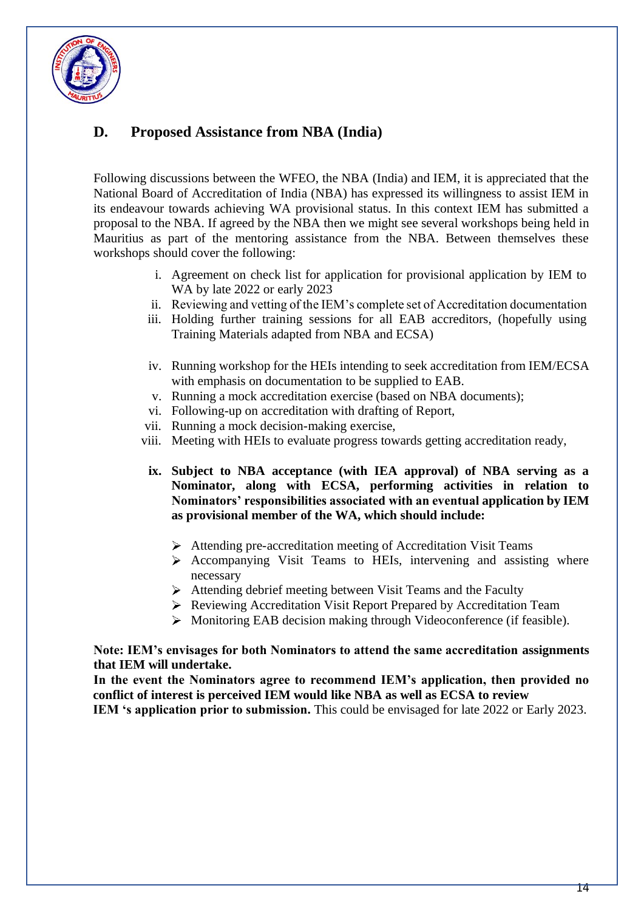## D. Proposed Assistance from NBA (India)

Following discussions between the WFEO, the NBA (India) and IEM, it is appreciated that the National Board of Accreditation of India (NBA) has expressed its willingness to assist IEM in its endeavour towards achieving WA provisional status. In this context IEM has submitted a proposal to the NBA. If agreed by the NBA then we might see several workshops being held in Mauritius as part of the mentoring assistance from the NBA. Between themselves these workshops should cover the following:

i. Agreement on check list for application for provisional application by IEM to WA by late 2022 or early 2023
ii. Reviewing and vetting of the IEM's complete set of Accreditation documentation
iii. Holding further training sessions for all EAB accreditors, (hopefully using Training Materials adapted from NBA and ECSA)

iv. Running workshop for the HEIs intending to seek accreditation from IEM/ECSA with emphasis on documentation to be supplied to EAB.
v. Running a mock accreditation exercise (based on NBA documents);
vi. Following-up on accreditation with drafting of Report,
vii. Running a mock decision-making exercise,
viii. Meeting with HEIs to evaluate progress towards getting accreditation ready,

**ix. Subject to NBA acceptance (with IEA approval) of NBA serving as a Nominator, along with ECSA, performing activities in relation to Nominators' responsibilities associated with an eventual application by IEM as provisional member of the WA, which should include:**

- Attending pre-accreditation meeting of Accreditation Visit Teams
- Accompanying Visit Teams to HEIs, intervening and assisting where necessary
- Attending debrief meeting between Visit Teams and the Faculty
- Reviewing Accreditation Visit Report Prepared by Accreditation Team
- Monitoring EAB decision making through Videoconference (if feasible).

**Note: IEM's envisages for both Nominators to attend the same accreditation assignments that IEM will undertake.**
**In the event the Nominators agree to recommend IEM's application, then provided no conflict of interest is perceived IEM would like NBA as well as ECSA to review IEM 's application prior to submission.** This could be envisaged for late 2022 or Early 2023.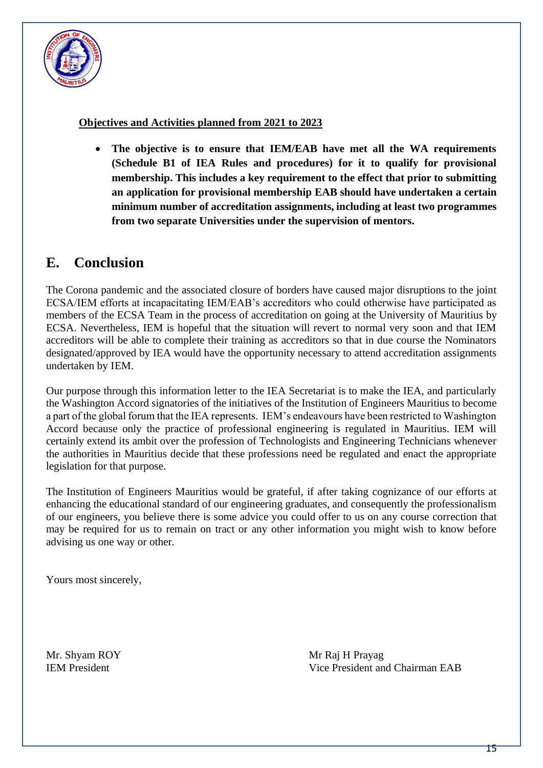**Objectives and Activities planned from 2021 to 2023**

- **The objective is to ensure that IEM/EAB have met all the WA requirements (Schedule B1 of IEA Rules and procedures) for it to qualify for provisional membership. This includes a key requirement to the effect that prior to submitting an application for provisional membership EAB should have undertaken a certain minimum number of accreditation assignments, including at least two programmes from two separate Universities under the supervision of mentors.**

# E. Conclusion

The Corona pandemic and the associated closure of borders have caused major disruptions to the joint ECSA/IEM efforts at incapacitating IEM/EAB's accreditors who could otherwise have participated as members of the ECSA Team in the process of accreditation on going at the University of Mauritius by ECSA. Nevertheless, IEM is hopeful that the situation will revert to normal very soon and that IEM accreditors will be able to complete their training as accreditors so that in due course the Nominators designated/approved by IEA would have the opportunity necessary to attend accreditation assignments undertaken by IEM.

Our purpose through this information letter to the IEA Secretariat is to make the IEA, and particularly the Washington Accord signatories of the initiatives of the Institution of Engineers Mauritius to become a part of the global forum that the IEA represents. IEM's endeavours have been restricted to Washington Accord because only the practice of professional engineering is regulated in Mauritius. IEM will certainly extend its ambit over the profession of Technologists and Engineering Technicians whenever the authorities in Mauritius decide that these professions need be regulated and enact the appropriate legislation for that purpose.

The Institution of Engineers Mauritius would be grateful, if after taking cognizance of our efforts at enhancing the educational standard of our engineering graduates, and consequently the professionalism of our engineers, you believe there is some advice you could offer to us on any course correction that may be required for us to remain on tract or any other information you might wish to know before advising us one way or other.

Yours most sincerely,

Mr. Shyam ROY
IEM President

Mr Raj H Prayag
Vice President and Chairman EAB